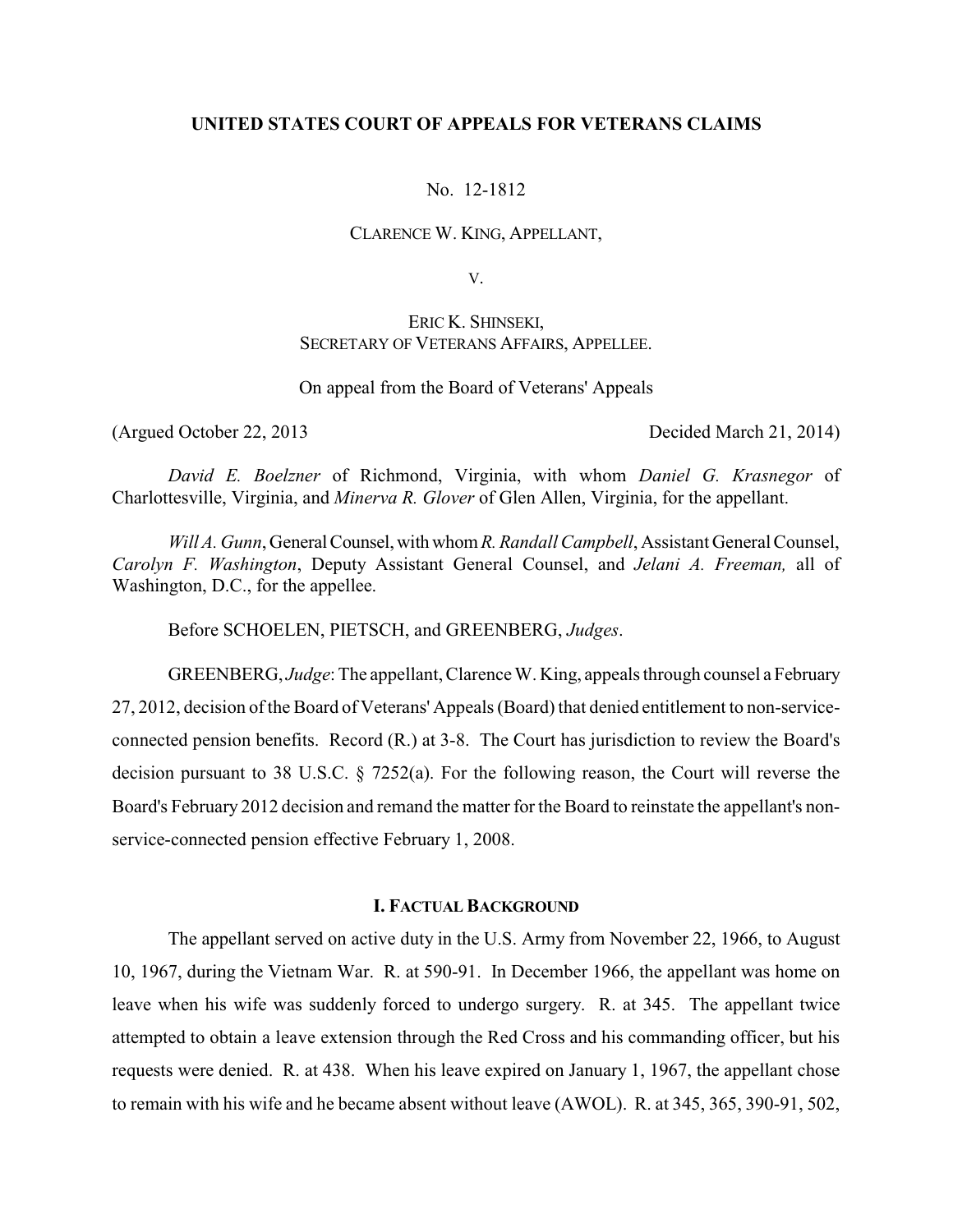**UNITED STATES COURT OF APPEALS FOR VETERANS CLAIMS**

No. 12-1812

CLARENCE W. KING, APPELLANT,

V.

ERIC K. SHINSEKI,
SECRETARY OF VETERANS AFFAIRS, APPELLEE.

On appeal from the Board of Veterans' Appeals

(Argued October 22, 2013 Decided March 21, 2014)

*David E. Boelzner* of Richmond, Virginia, with whom *Daniel G. Krasnegor* of Charlottesville, Virginia, and *Minerva R. Glover* of Glen Allen, Virginia, for the appellant.

*Will A. Gunn*, General Counsel, with whom *R. Randall Campbell*, Assistant General Counsel, *Carolyn F. Washington*, Deputy Assistant General Counsel, and *Jelani A. Freeman,* all of Washington, D.C., for the appellee.

Before SCHOELEN, PIETSCH, and GREENBERG, *Judges*.

GREENBERG, *Judge*: The appellant, Clarence W. King, appeals through counsel a February 27, 2012, decision of the Board of Veterans' Appeals (Board) that denied entitlement to non-service-connected pension benefits. Record (R.) at 3-8. The Court has jurisdiction to review the Board's decision pursuant to 38 U.S.C. § 7252(a). For the following reason, the Court will reverse the Board's February 2012 decision and remand the matter for the Board to reinstate the appellant's non-service-connected pension effective February 1, 2008.

## I. FACTUAL BACKGROUND

The appellant served on active duty in the U.S. Army from November 22, 1966, to August 10, 1967, during the Vietnam War. R. at 590-91. In December 1966, the appellant was home on leave when his wife was suddenly forced to undergo surgery. R. at 345. The appellant twice attempted to obtain a leave extension through the Red Cross and his commanding officer, but his requests were denied. R. at 438. When his leave expired on January 1, 1967, the appellant chose to remain with his wife and he became absent without leave (AWOL). R. at 345, 365, 390-91, 502,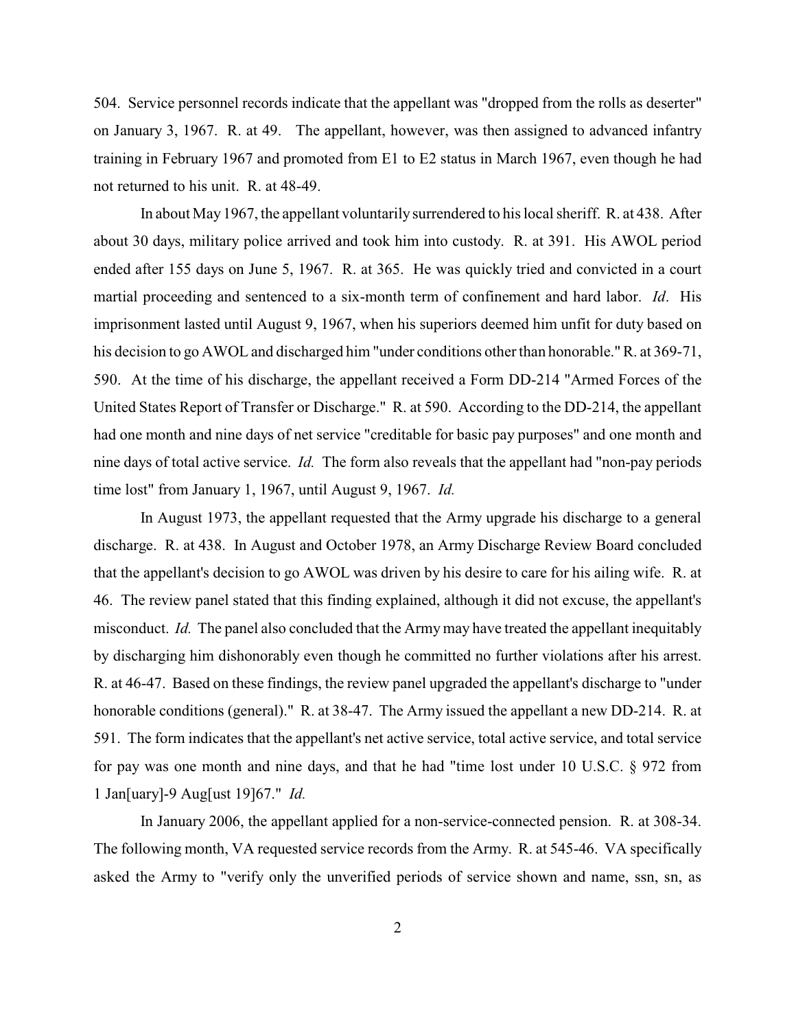504. Service personnel records indicate that the appellant was "dropped from the rolls as deserter" on January 3, 1967. R. at 49. The appellant, however, was then assigned to advanced infantry training in February 1967 and promoted from E1 to E2 status in March 1967, even though he had not returned to his unit. R. at 48-49.

In about May 1967, the appellant voluntarily surrendered to his local sheriff. R. at 438. After about 30 days, military police arrived and took him into custody. R. at 391. His AWOL period ended after 155 days on June 5, 1967. R. at 365. He was quickly tried and convicted in a court martial proceeding and sentenced to a six-month term of confinement and hard labor. *Id*. His imprisonment lasted until August 9, 1967, when his superiors deemed him unfit for duty based on his decision to go AWOL and discharged him "under conditions other than honorable." R. at 369-71, 590. At the time of his discharge, the appellant received a Form DD-214 "Armed Forces of the United States Report of Transfer or Discharge." R. at 590. According to the DD-214, the appellant had one month and nine days of net service "creditable for basic pay purposes" and one month and nine days of total active service. *Id.* The form also reveals that the appellant had "non-pay periods time lost" from January 1, 1967, until August 9, 1967. *Id.*

In August 1973, the appellant requested that the Army upgrade his discharge to a general discharge. R. at 438. In August and October 1978, an Army Discharge Review Board concluded that the appellant's decision to go AWOL was driven by his desire to care for his ailing wife. R. at 46. The review panel stated that this finding explained, although it did not excuse, the appellant's misconduct. *Id.* The panel also concluded that the Army may have treated the appellant inequitably by discharging him dishonorably even though he committed no further violations after his arrest. R. at 46-47. Based on these findings, the review panel upgraded the appellant's discharge to "under honorable conditions (general)." R. at 38-47. The Army issued the appellant a new DD-214. R. at 591. The form indicates that the appellant's net active service, total active service, and total service for pay was one month and nine days, and that he had "time lost under 10 U.S.C. § 972 from 1 Jan[uary]-9 Aug[ust 19]67." *Id.*

In January 2006, the appellant applied for a non-service-connected pension. R. at 308-34. The following month, VA requested service records from the Army. R. at 545-46. VA specifically asked the Army to "verify only the unverified periods of service shown and name, ssn, sn, as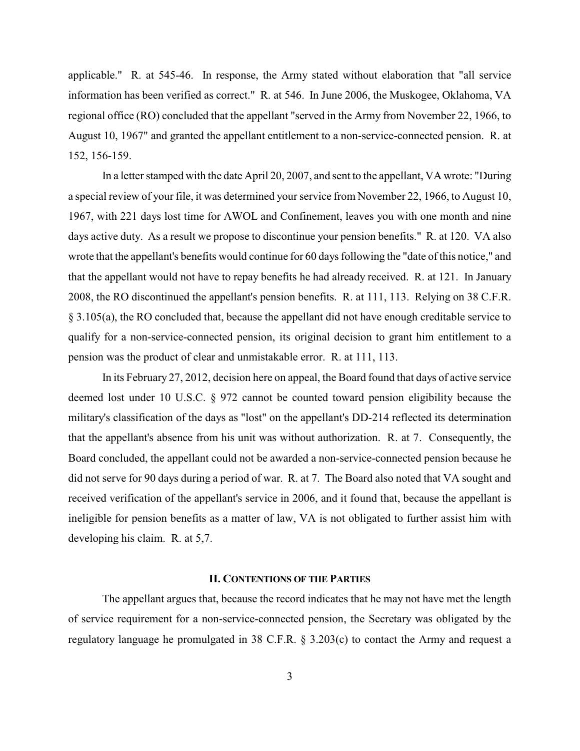applicable." R. at 545-46. In response, the Army stated without elaboration that "all service information has been verified as correct." R. at 546. In June 2006, the Muskogee, Oklahoma, VA regional office (RO) concluded that the appellant "served in the Army from November 22, 1966, to August 10, 1967" and granted the appellant entitlement to a non-service-connected pension. R. at 152, 156-159.

In a letter stamped with the date April 20, 2007, and sent to the appellant, VA wrote: "During a special review of your file, it was determined your service from November 22, 1966, to August 10, 1967, with 221 days lost time for AWOL and Confinement, leaves you with one month and nine days active duty. As a result we propose to discontinue your pension benefits." R. at 120. VA also wrote that the appellant's benefits would continue for 60 days following the "date of this notice," and that the appellant would not have to repay benefits he had already received. R. at 121. In January 2008, the RO discontinued the appellant's pension benefits. R. at 111, 113. Relying on 38 C.F.R. § 3.105(a), the RO concluded that, because the appellant did not have enough creditable service to qualify for a non-service-connected pension, its original decision to grant him entitlement to a pension was the product of clear and unmistakable error. R. at 111, 113.

In its February 27, 2012, decision here on appeal, the Board found that days of active service deemed lost under 10 U.S.C. § 972 cannot be counted toward pension eligibility because the military's classification of the days as "lost" on the appellant's DD-214 reflected its determination that the appellant's absence from his unit was without authorization. R. at 7. Consequently, the Board concluded, the appellant could not be awarded a non-service-connected pension because he did not serve for 90 days during a period of war. R. at 7. The Board also noted that VA sought and received verification of the appellant's service in 2006, and it found that, because the appellant is ineligible for pension benefits as a matter of law, VA is not obligated to further assist him with developing his claim. R. at 5,7.

## II. CONTENTIONS OF THE PARTIES

The appellant argues that, because the record indicates that he may not have met the length of service requirement for a non-service-connected pension, the Secretary was obligated by the regulatory language he promulgated in 38 C.F.R. § 3.203(c) to contact the Army and request a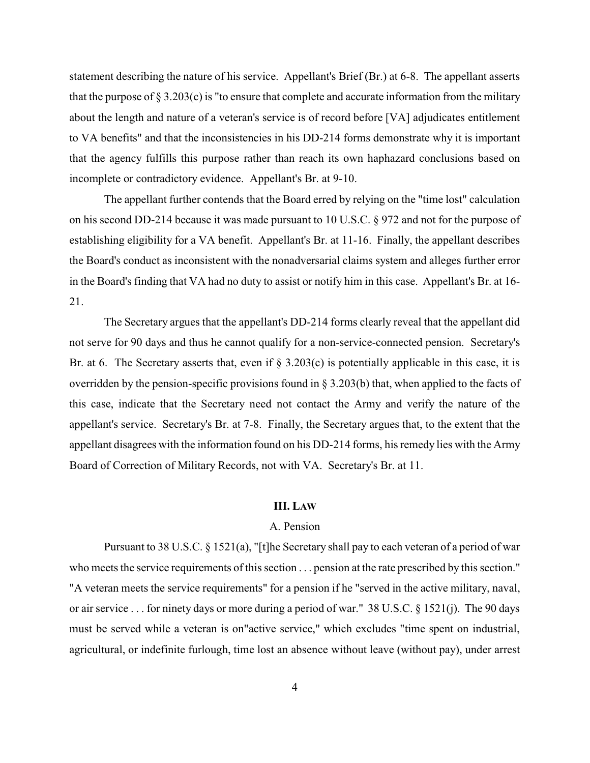statement describing the nature of his service. Appellant's Brief (Br.) at 6-8. The appellant asserts that the purpose of § 3.203(c) is "to ensure that complete and accurate information from the military about the length and nature of a veteran's service is of record before [VA] adjudicates entitlement to VA benefits" and that the inconsistencies in his DD-214 forms demonstrate why it is important that the agency fulfills this purpose rather than reach its own haphazard conclusions based on incomplete or contradictory evidence. Appellant's Br. at 9-10.

The appellant further contends that the Board erred by relying on the "time lost" calculation on his second DD-214 because it was made pursuant to 10 U.S.C. § 972 and not for the purpose of establishing eligibility for a VA benefit. Appellant's Br. at 11-16. Finally, the appellant describes the Board's conduct as inconsistent with the nonadversarial claims system and alleges further error in the Board's finding that VA had no duty to assist or notify him in this case. Appellant's Br. at 16-21.

The Secretary argues that the appellant's DD-214 forms clearly reveal that the appellant did not serve for 90 days and thus he cannot qualify for a non-service-connected pension. Secretary's Br. at 6. The Secretary asserts that, even if § 3.203(c) is potentially applicable in this case, it is overridden by the pension-specific provisions found in § 3.203(b) that, when applied to the facts of this case, indicate that the Secretary need not contact the Army and verify the nature of the appellant's service. Secretary's Br. at 7-8. Finally, the Secretary argues that, to the extent that the appellant disagrees with the information found on his DD-214 forms, his remedy lies with the Army Board of Correction of Military Records, not with VA. Secretary's Br. at 11.

## III. LAW

### A. Pension

Pursuant to 38 U.S.C. § 1521(a), "[t]he Secretary shall pay to each veteran of a period of war who meets the service requirements of this section . . . pension at the rate prescribed by this section." "A veteran meets the service requirements" for a pension if he "served in the active military, naval, or air service . . . for ninety days or more during a period of war." 38 U.S.C. § 1521(j). The 90 days must be served while a veteran is on"active service," which excludes "time spent on industrial, agricultural, or indefinite furlough, time lost an absence without leave (without pay), under arrest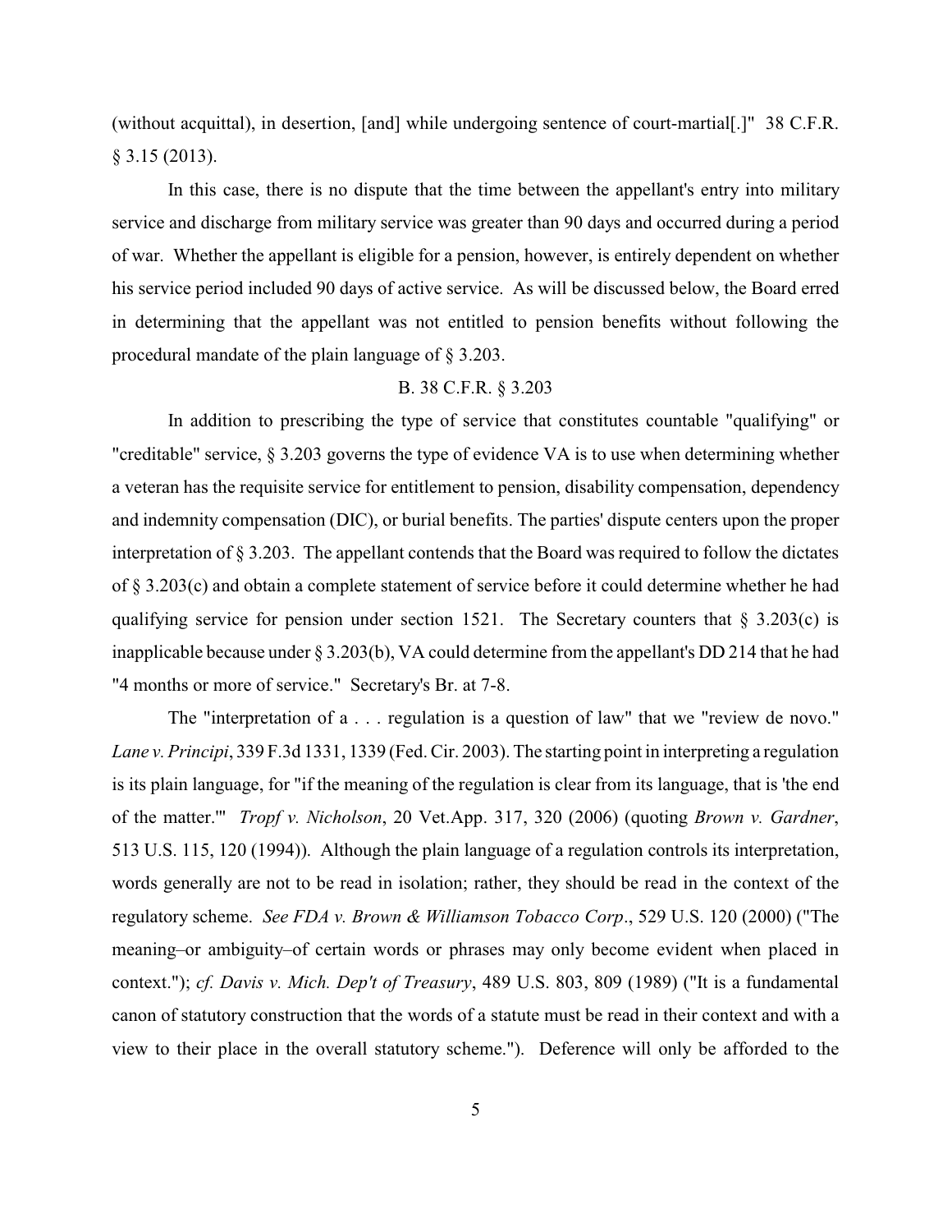(without acquittal), in desertion, [and] while undergoing sentence of court-martial[.]" 38 C.F.R. § 3.15 (2013).

In this case, there is no dispute that the time between the appellant's entry into military service and discharge from military service was greater than 90 days and occurred during a period of war. Whether the appellant is eligible for a pension, however, is entirely dependent on whether his service period included 90 days of active service. As will be discussed below, the Board erred in determining that the appellant was not entitled to pension benefits without following the procedural mandate of the plain language of § 3.203.

### B. 38 C.F.R. § 3.203

In addition to prescribing the type of service that constitutes countable "qualifying" or "creditable" service, § 3.203 governs the type of evidence VA is to use when determining whether a veteran has the requisite service for entitlement to pension, disability compensation, dependency and indemnity compensation (DIC), or burial benefits. The parties' dispute centers upon the proper interpretation of § 3.203. The appellant contends that the Board was required to follow the dictates of § 3.203(c) and obtain a complete statement of service before it could determine whether he had qualifying service for pension under section 1521. The Secretary counters that § 3.203(c) is inapplicable because under § 3.203(b), VA could determine from the appellant's DD 214 that he had "4 months or more of service." Secretary's Br. at 7-8.

The "interpretation of a . . . regulation is a question of law" that we "review de novo." *Lane v. Principi*, 339 F.3d 1331, 1339 (Fed. Cir. 2003). The starting point in interpreting a regulation is its plain language, for "if the meaning of the regulation is clear from its language, that is 'the end of the matter.'" *Tropf v. Nicholson*, 20 Vet.App. 317, 320 (2006) (quoting *Brown v. Gardner*, 513 U.S. 115, 120 (1994)). Although the plain language of a regulation controls its interpretation, words generally are not to be read in isolation; rather, they should be read in the context of the regulatory scheme. *See FDA v. Brown & Williamson Tobacco Corp*., 529 U.S. 120 (2000) ("The meaning–or ambiguity–of certain words or phrases may only become evident when placed in context."); *cf. Davis v. Mich. Dep't of Treasury*, 489 U.S. 803, 809 (1989) ("It is a fundamental canon of statutory construction that the words of a statute must be read in their context and with a view to their place in the overall statutory scheme."). Deference will only be afforded to the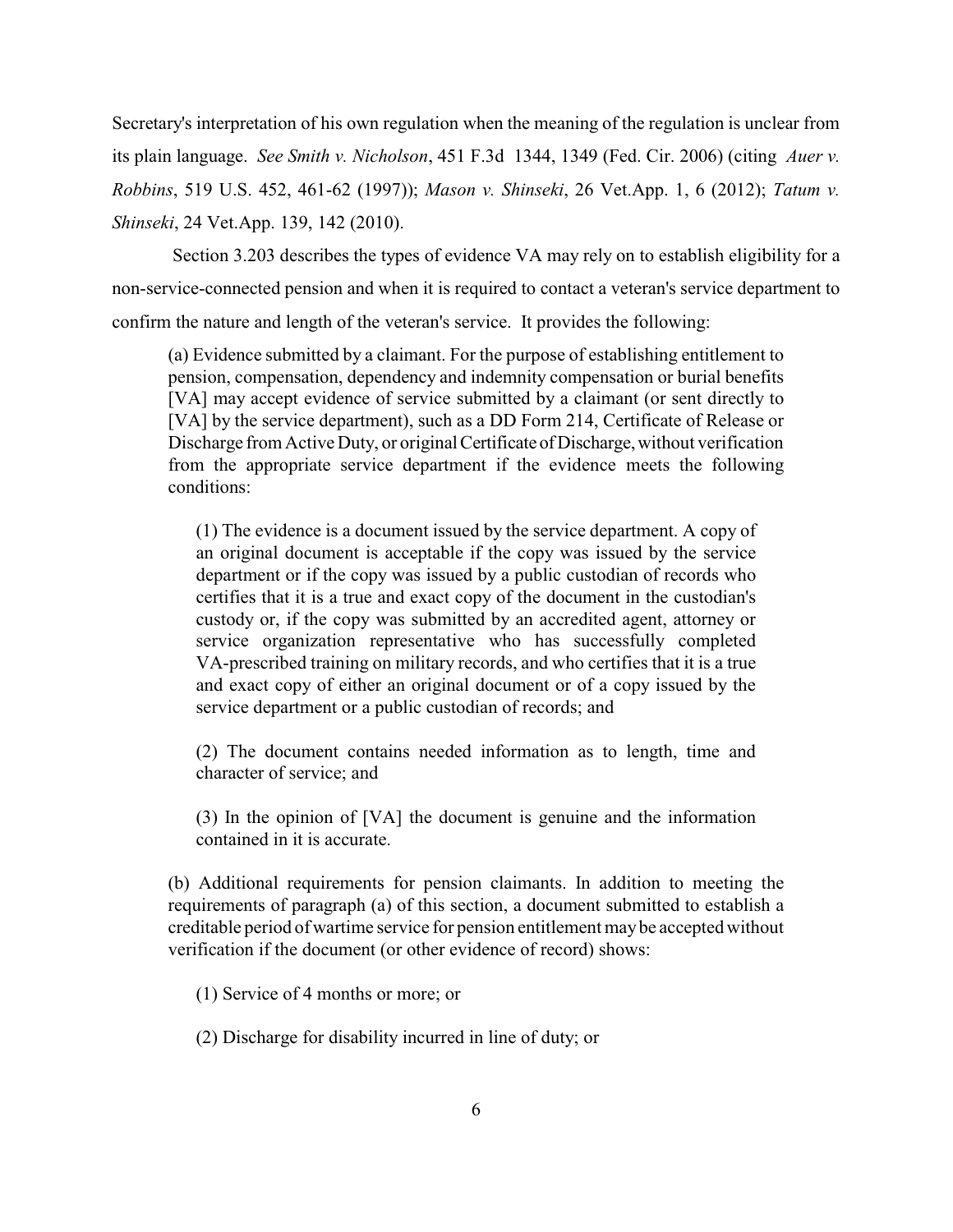Secretary's interpretation of his own regulation when the meaning of the regulation is unclear from its plain language. *See Smith v. Nicholson*, 451 F.3d 1344, 1349 (Fed. Cir. 2006) (citing *Auer v. Robbins*, 519 U.S. 452, 461-62 (1997)); *Mason v. Shinseki*, 26 Vet.App. 1, 6 (2012); *Tatum v. Shinseki*, 24 Vet.App. 139, 142 (2010).

Section 3.203 describes the types of evidence VA may rely on to establish eligibility for a non-service-connected pension and when it is required to contact a veteran's service department to confirm the nature and length of the veteran's service. It provides the following:

> (a) Evidence submitted by a claimant. For the purpose of establishing entitlement to pension, compensation, dependency and indemnity compensation or burial benefits [VA] may accept evidence of service submitted by a claimant (or sent directly to [VA] by the service department), such as a DD Form 214, Certificate of Release or Discharge from Active Duty, or original Certificate of Discharge, without verification from the appropriate service department if the evidence meets the following conditions:
>
> > (1) The evidence is a document issued by the service department. A copy of an original document is acceptable if the copy was issued by the service department or if the copy was issued by a public custodian of records who certifies that it is a true and exact copy of the document in the custodian's custody or, if the copy was submitted by an accredited agent, attorney or service organization representative who has successfully completed VA-prescribed training on military records, and who certifies that it is a true and exact copy of either an original document or of a copy issued by the service department or a public custodian of records; and
> >
> > (2) The document contains needed information as to length, time and character of service; and
> >
> > (3) In the opinion of [VA] the document is genuine and the information contained in it is accurate.
>
> (b) Additional requirements for pension claimants. In addition to meeting the requirements of paragraph (a) of this section, a document submitted to establish a creditable period of wartime service for pension entitlement may be accepted without verification if the document (or other evidence of record) shows:
>
> > (1) Service of 4 months or more; or
> >
> > (2) Discharge for disability incurred in line of duty; or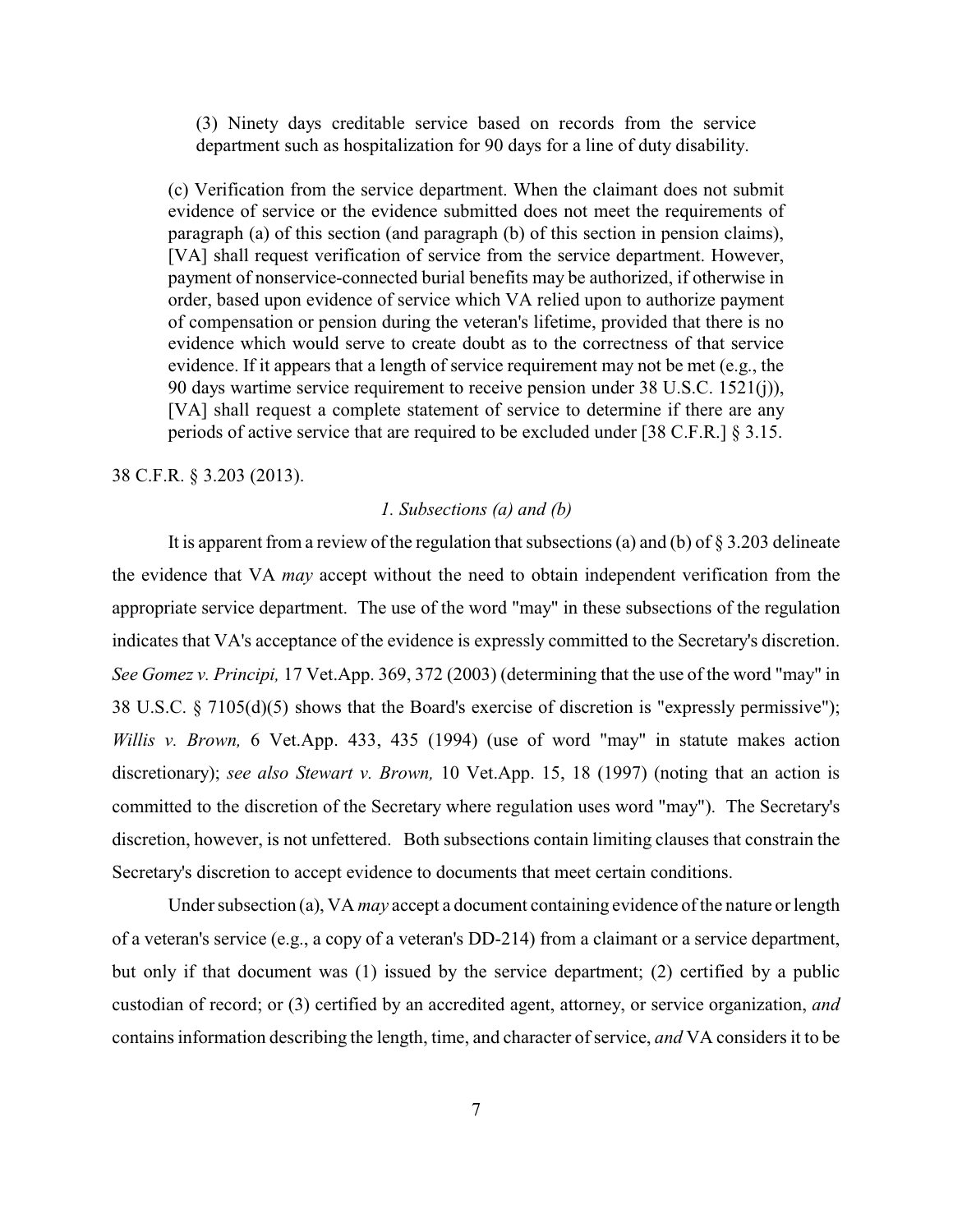> (3) Ninety days creditable service based on records from the service department such as hospitalization for 90 days for a line of duty disability.
>
> (c) Verification from the service department. When the claimant does not submit evidence of service or the evidence submitted does not meet the requirements of paragraph (a) of this section (and paragraph (b) of this section in pension claims), [VA] shall request verification of service from the service department. However, payment of nonservice-connected burial benefits may be authorized, if otherwise in order, based upon evidence of service which VA relied upon to authorize payment of compensation or pension during the veteran's lifetime, provided that there is no evidence which would serve to create doubt as to the correctness of that service evidence. If it appears that a length of service requirement may not be met (e.g., the 90 days wartime service requirement to receive pension under 38 U.S.C. 1521(j)), [VA] shall request a complete statement of service to determine if there are any periods of active service that are required to be excluded under [38 C.F.R.] § 3.15.

38 C.F.R. § 3.203 (2013).

### *1. Subsections (a) and (b)*

It is apparent from a review of the regulation that subsections (a) and (b) of § 3.203 delineate the evidence that VA *may* accept without the need to obtain independent verification from the appropriate service department. The use of the word "may" in these subsections of the regulation indicates that VA's acceptance of the evidence is expressly committed to the Secretary's discretion. *See Gomez v. Principi,* 17 Vet.App. 369, 372 (2003) (determining that the use of the word "may" in 38 U.S.C. § 7105(d)(5) shows that the Board's exercise of discretion is "expressly permissive"); *Willis v. Brown,* 6 Vet.App. 433, 435 (1994) (use of word "may" in statute makes action discretionary); *see also Stewart v. Brown,* 10 Vet.App. 15, 18 (1997) (noting that an action is committed to the discretion of the Secretary where regulation uses word "may"). The Secretary's discretion, however, is not unfettered. Both subsections contain limiting clauses that constrain the Secretary's discretion to accept evidence to documents that meet certain conditions.

Under subsection (a), VA *may* accept a document containing evidence of the nature or length of a veteran's service (e.g., a copy of a veteran's DD-214) from a claimant or a service department, but only if that document was (1) issued by the service department; (2) certified by a public custodian of record; or (3) certified by an accredited agent, attorney, or service organization, *and* contains information describing the length, time, and character of service, *and* VA considers it to be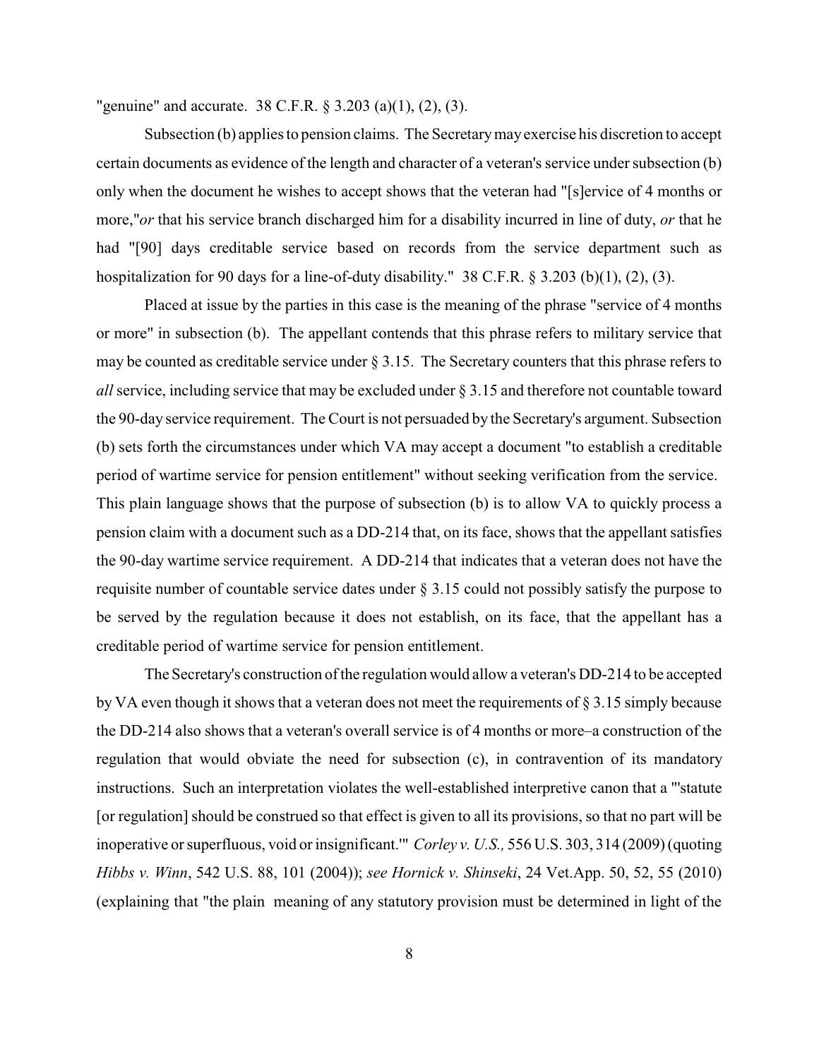"genuine" and accurate. 38 C.F.R. § 3.203 (a)(1), (2), (3).

Subsection (b) applies to pension claims. The Secretary may exercise his discretion to accept certain documents as evidence of the length and character of a veteran's service under subsection (b) only when the document he wishes to accept shows that the veteran had "[s]ervice of 4 months or more,"*or* that his service branch discharged him for a disability incurred in line of duty, *or* that he had "[90] days creditable service based on records from the service department such as hospitalization for 90 days for a line-of-duty disability." 38 C.F.R. § 3.203 (b)(1), (2), (3).

Placed at issue by the parties in this case is the meaning of the phrase "service of 4 months or more" in subsection (b). The appellant contends that this phrase refers to military service that may be counted as creditable service under § 3.15. The Secretary counters that this phrase refers to *all* service, including service that may be excluded under § 3.15 and therefore not countable toward the 90-day service requirement. The Court is not persuaded by the Secretary's argument. Subsection (b) sets forth the circumstances under which VA may accept a document "to establish a creditable period of wartime service for pension entitlement" without seeking verification from the service. This plain language shows that the purpose of subsection (b) is to allow VA to quickly process a pension claim with a document such as a DD-214 that, on its face, shows that the appellant satisfies the 90-day wartime service requirement. A DD-214 that indicates that a veteran does not have the requisite number of countable service dates under § 3.15 could not possibly satisfy the purpose to be served by the regulation because it does not establish, on its face, that the appellant has a creditable period of wartime service for pension entitlement.

The Secretary's construction of the regulation would allow a veteran's DD-214 to be accepted by VA even though it shows that a veteran does not meet the requirements of § 3.15 simply because the DD-214 also shows that a veteran's overall service is of 4 months or more–a construction of the regulation that would obviate the need for subsection (c), in contravention of its mandatory instructions. Such an interpretation violates the well-established interpretive canon that a "'statute [or regulation] should be construed so that effect is given to all its provisions, so that no part will be inoperative or superfluous, void or insignificant.'" *Corley v. U.S.,* 556 U.S. 303, 314 (2009) (quoting *Hibbs v. Winn*, 542 U.S. 88, 101 (2004)); *see Hornick v. Shinseki*, 24 Vet.App. 50, 52, 55 (2010) (explaining that "the plain meaning of any statutory provision must be determined in light of the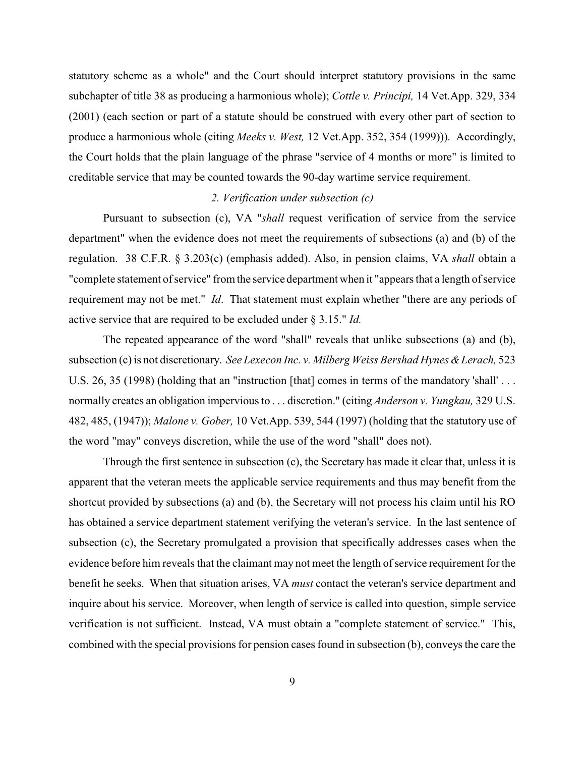statutory scheme as a whole" and the Court should interpret statutory provisions in the same subchapter of title 38 as producing a harmonious whole); *Cottle v. Principi,* 14 Vet.App. 329, 334 (2001) (each section or part of a statute should be construed with every other part of section to produce a harmonious whole (citing *Meeks v. West,* 12 Vet.App. 352, 354 (1999))). Accordingly, the Court holds that the plain language of the phrase "service of 4 months or more" is limited to creditable service that may be counted towards the 90-day wartime service requirement.

### *2. Verification under subsection (c)*

Pursuant to subsection (c), VA "*shall* request verification of service from the service department" when the evidence does not meet the requirements of subsections (a) and (b) of the regulation. 38 C.F.R. § 3.203(c) (emphasis added). Also, in pension claims, VA *shall* obtain a "complete statement of service" from the service department when it "appears that a length of service requirement may not be met." *Id*. That statement must explain whether "there are any periods of active service that are required to be excluded under § 3.15." *Id.*

The repeated appearance of the word "shall" reveals that unlike subsections (a) and (b), subsection (c) is not discretionary. *See Lexecon Inc. v. Milberg Weiss Bershad Hynes & Lerach,* 523 U.S. 26, 35 (1998) (holding that an "instruction [that] comes in terms of the mandatory 'shall' . . . normally creates an obligation impervious to . . . discretion." (citing *Anderson v. Yungkau,* 329 U.S. 482, 485, (1947)); *Malone v. Gober,* 10 Vet.App. 539, 544 (1997) (holding that the statutory use of the word "may" conveys discretion, while the use of the word "shall" does not).

Through the first sentence in subsection (c), the Secretary has made it clear that, unless it is apparent that the veteran meets the applicable service requirements and thus may benefit from the shortcut provided by subsections (a) and (b), the Secretary will not process his claim until his RO has obtained a service department statement verifying the veteran's service. In the last sentence of subsection (c), the Secretary promulgated a provision that specifically addresses cases when the evidence before him reveals that the claimant may not meet the length of service requirement for the benefit he seeks. When that situation arises, VA *must* contact the veteran's service department and inquire about his service. Moreover, when length of service is called into question, simple service verification is not sufficient. Instead, VA must obtain a "complete statement of service." This, combined with the special provisions for pension cases found in subsection (b), conveys the care the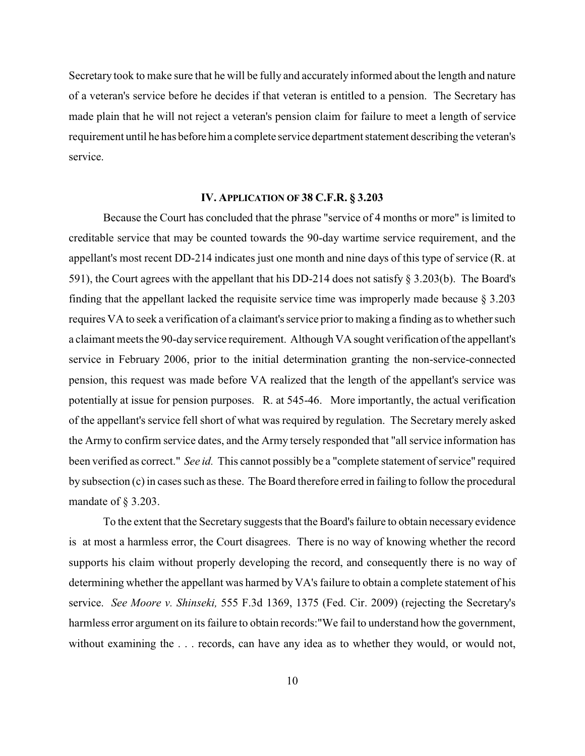Secretary took to make sure that he will be fully and accurately informed about the length and nature of a veteran's service before he decides if that veteran is entitled to a pension. The Secretary has made plain that he will not reject a veteran's pension claim for failure to meet a length of service requirement until he has before him a complete service department statement describing the veteran's service.

## IV. APPLICATION OF 38 C.F.R. § 3.203

Because the Court has concluded that the phrase "service of 4 months or more" is limited to creditable service that may be counted towards the 90-day wartime service requirement, and the appellant's most recent DD-214 indicates just one month and nine days of this type of service (R. at 591), the Court agrees with the appellant that his DD-214 does not satisfy § 3.203(b). The Board's finding that the appellant lacked the requisite service time was improperly made because § 3.203 requires VA to seek a verification of a claimant's service prior to making a finding as to whether such a claimant meets the 90-day service requirement. Although VA sought verification of the appellant's service in February 2006, prior to the initial determination granting the non-service-connected pension, this request was made before VA realized that the length of the appellant's service was potentially at issue for pension purposes. R. at 545-46. More importantly, the actual verification of the appellant's service fell short of what was required by regulation. The Secretary merely asked the Army to confirm service dates, and the Army tersely responded that "all service information has been verified as correct." *See id.* This cannot possibly be a "complete statement of service" required by subsection (c) in cases such as these. The Board therefore erred in failing to follow the procedural mandate of § 3.203.

To the extent that the Secretary suggests that the Board's failure to obtain necessary evidence is at most a harmless error, the Court disagrees. There is no way of knowing whether the record supports his claim without properly developing the record, and consequently there is no way of determining whether the appellant was harmed by VA's failure to obtain a complete statement of his service. *See Moore v. Shinseki,* 555 F.3d 1369, 1375 (Fed. Cir. 2009) (rejecting the Secretary's harmless error argument on its failure to obtain records:"We fail to understand how the government, without examining the . . . records, can have any idea as to whether they would, or would not,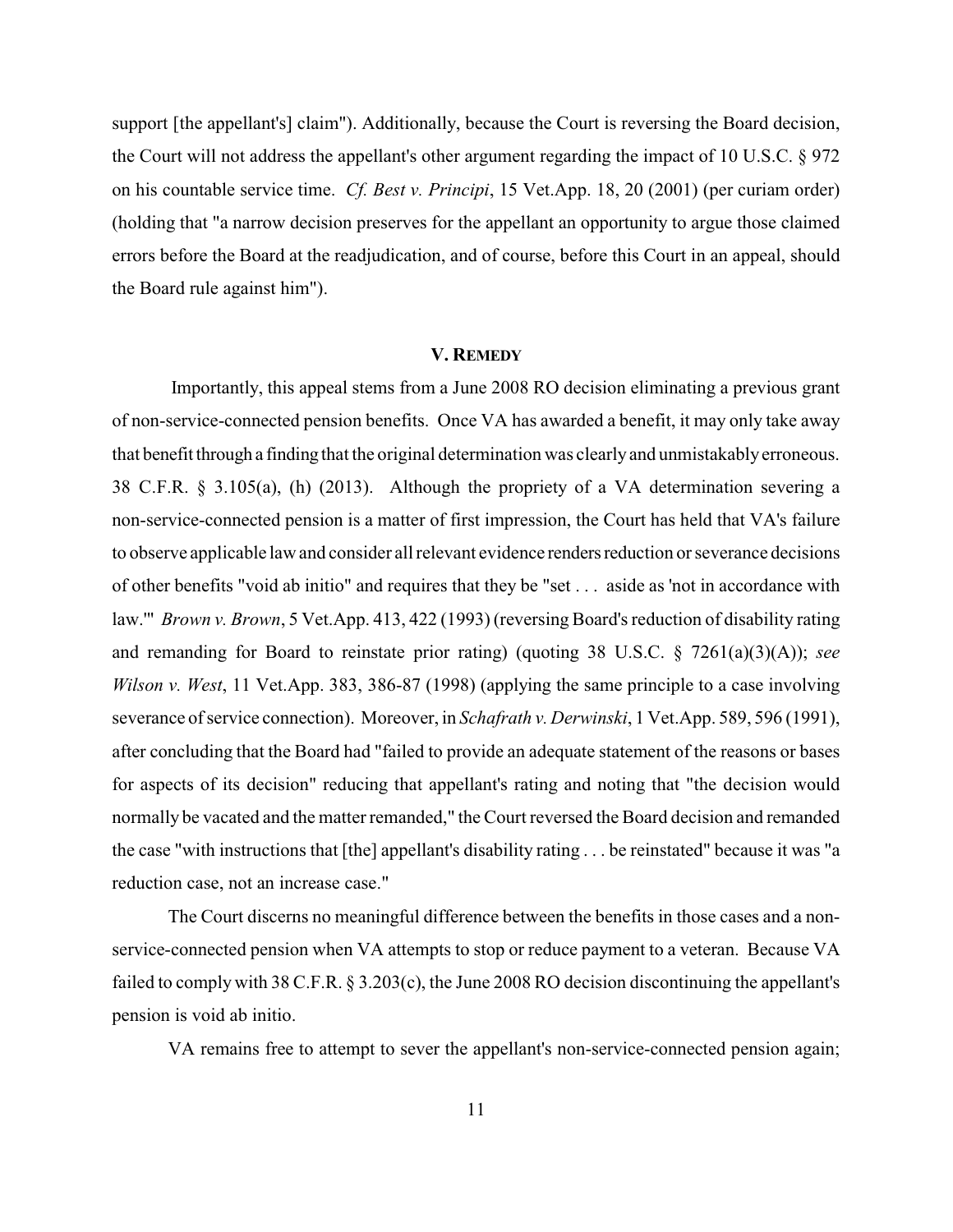support [the appellant's] claim"). Additionally, because the Court is reversing the Board decision, the Court will not address the appellant's other argument regarding the impact of 10 U.S.C. § 972 on his countable service time. *Cf. Best v. Principi*, 15 Vet.App. 18, 20 (2001) (per curiam order) (holding that "a narrow decision preserves for the appellant an opportunity to argue those claimed errors before the Board at the readjudication, and of course, before this Court in an appeal, should the Board rule against him").

## V. REMEDY

Importantly, this appeal stems from a June 2008 RO decision eliminating a previous grant of non-service-connected pension benefits. Once VA has awarded a benefit, it may only take away that benefit through a finding that the original determination was clearly and unmistakably erroneous. 38 C.F.R. § 3.105(a), (h) (2013). Although the propriety of a VA determination severing a non-service-connected pension is a matter of first impression, the Court has held that VA's failure to observe applicable law and consider all relevant evidence renders reduction or severance decisions of other benefits "void ab initio" and requires that they be "set . . . aside as 'not in accordance with law.'" *Brown v. Brown*, 5 Vet.App. 413, 422 (1993) (reversing Board's reduction of disability rating and remanding for Board to reinstate prior rating) (quoting 38 U.S.C. § 7261(a)(3)(A)); *see Wilson v. West*, 11 Vet.App. 383, 386-87 (1998) (applying the same principle to a case involving severance of service connection). Moreover, in *Schafrath v. Derwinski*, 1 Vet.App. 589, 596 (1991), after concluding that the Board had "failed to provide an adequate statement of the reasons or bases for aspects of its decision" reducing that appellant's rating and noting that "the decision would normally be vacated and the matter remanded," the Court reversed the Board decision and remanded the case "with instructions that [the] appellant's disability rating . . . be reinstated" because it was "a reduction case, not an increase case."

The Court discerns no meaningful difference between the benefits in those cases and a non-service-connected pension when VA attempts to stop or reduce payment to a veteran. Because VA failed to comply with 38 C.F.R. § 3.203(c), the June 2008 RO decision discontinuing the appellant's pension is void ab initio.

VA remains free to attempt to sever the appellant's non-service-connected pension again;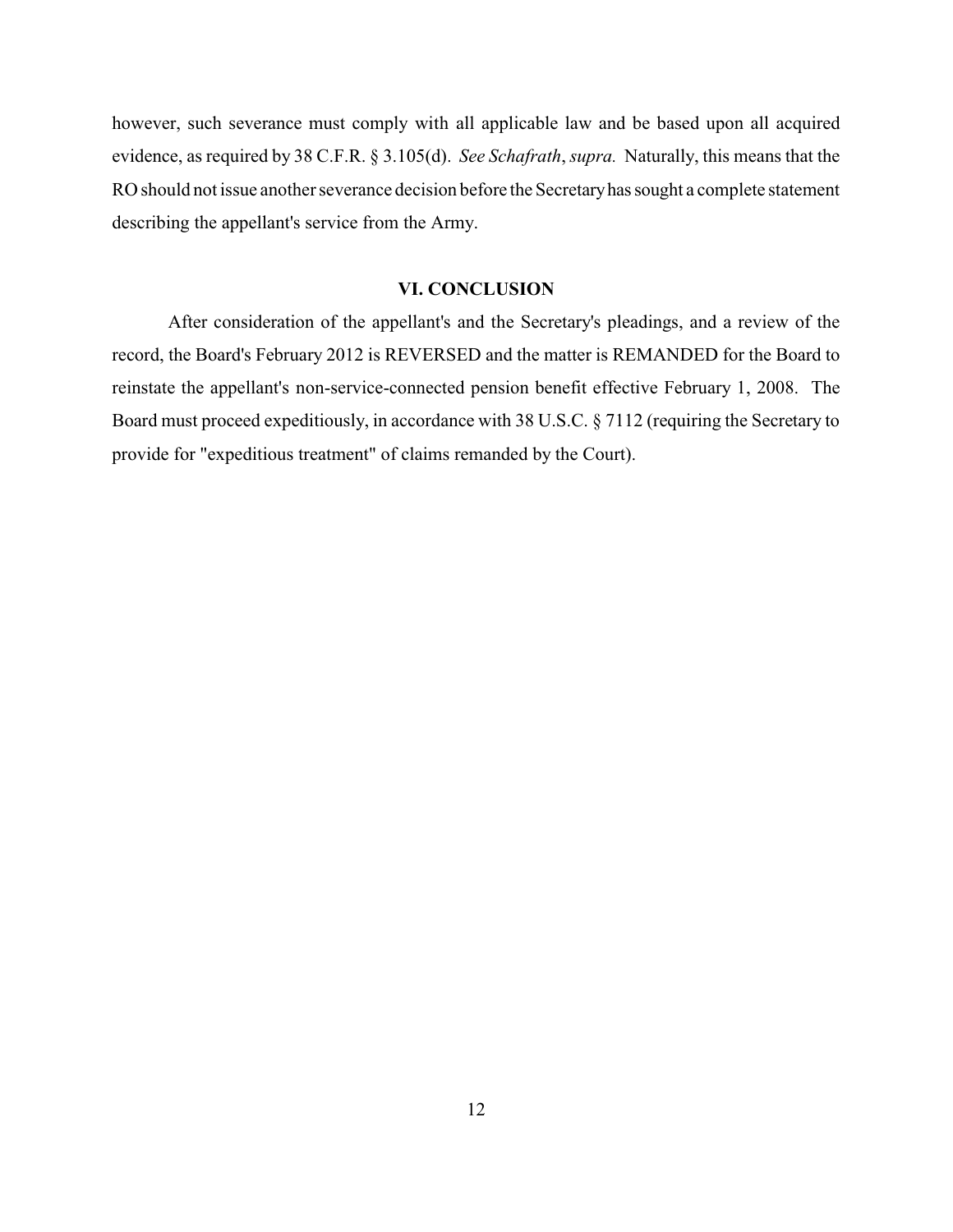however, such severance must comply with all applicable law and be based upon all acquired evidence, as required by 38 C.F.R. § 3.105(d). *See Schafrath*, *supra.* Naturally, this means that the RO should not issue another severance decision before the Secretary has sought a complete statement describing the appellant's service from the Army.

## VI. CONCLUSION

After consideration of the appellant's and the Secretary's pleadings, and a review of the record, the Board's February 2012 is REVERSED and the matter is REMANDED for the Board to reinstate the appellant's non-service-connected pension benefit effective February 1, 2008. The Board must proceed expeditiously, in accordance with 38 U.S.C. § 7112 (requiring the Secretary to provide for "expeditious treatment" of claims remanded by the Court).